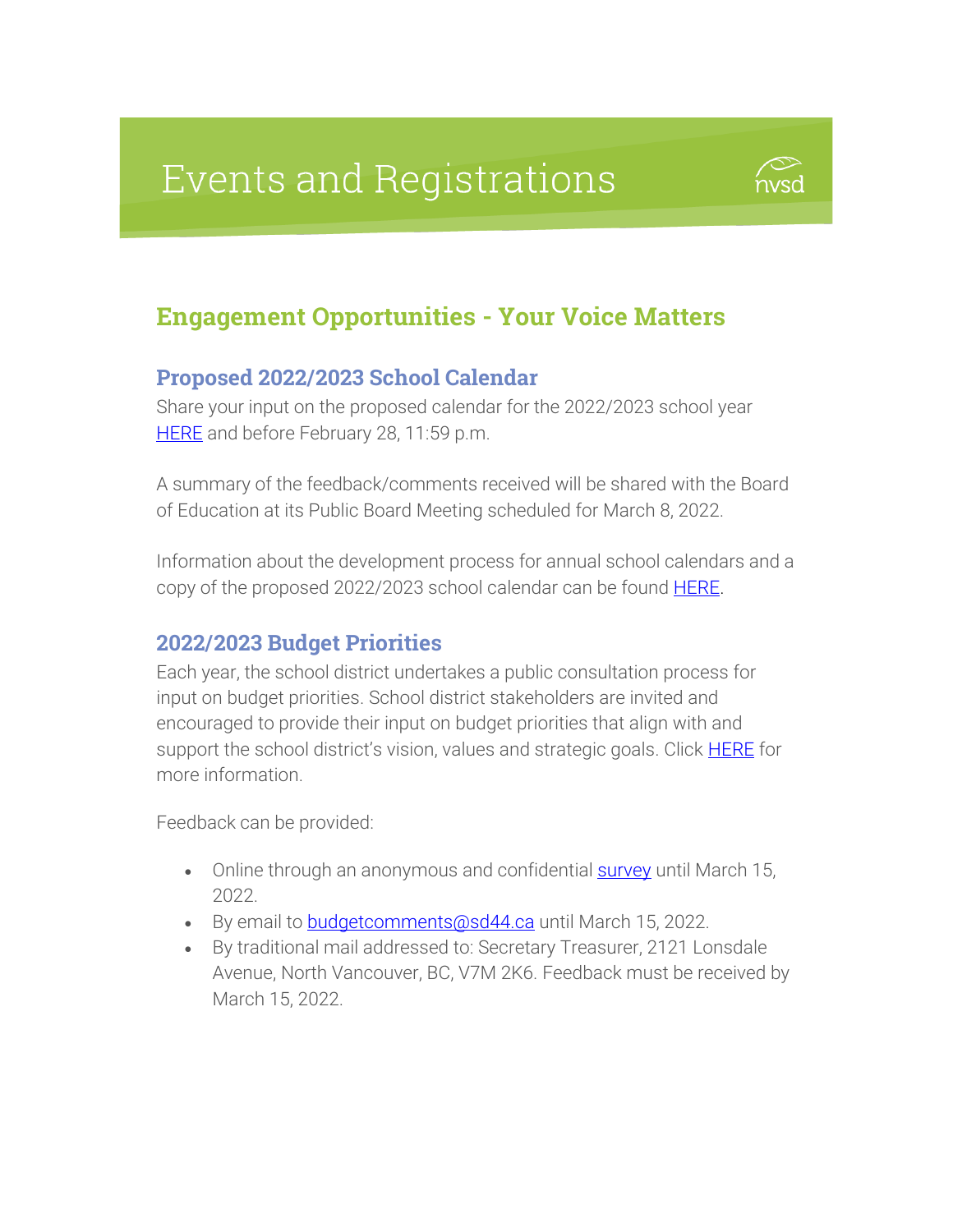# Events and Registrations

## Engagement Opportunities - Your Voice Matters

### Proposed 2022/2023 School Calendar

Share your input on the proposed calendar for the 2022/2023 school year HERE and before February 28, 11:59 p.m.

A summary of the feedback/comments received will be shared with the Board of Education at its Public Board Meeting scheduled for March 8, 2022.

Information about the development process for annual school calendars and a copy of the proposed 2022/2023 school calendar can be found HERE.

### 2022/2023 Budget Priorities

Each year, the school district undertakes a public consultation process for input on budget priorities. School district stakeholders are invited and encouraged to provide their input on budget priorities that align with and support the school district's vision, values and strategic goals. Click HERE for more information.

Feedback can be provided:

- Online through an anonymous and confidential survey until March 15, 2022.
- By email to budgetcomments@sd44.ca until March 15, 2022.
- By traditional mail addressed to: Secretary Treasurer, 2121 Lonsdale Avenue, North Vancouver, BC, V7M 2K6. Feedback must be received by March 15, 2022.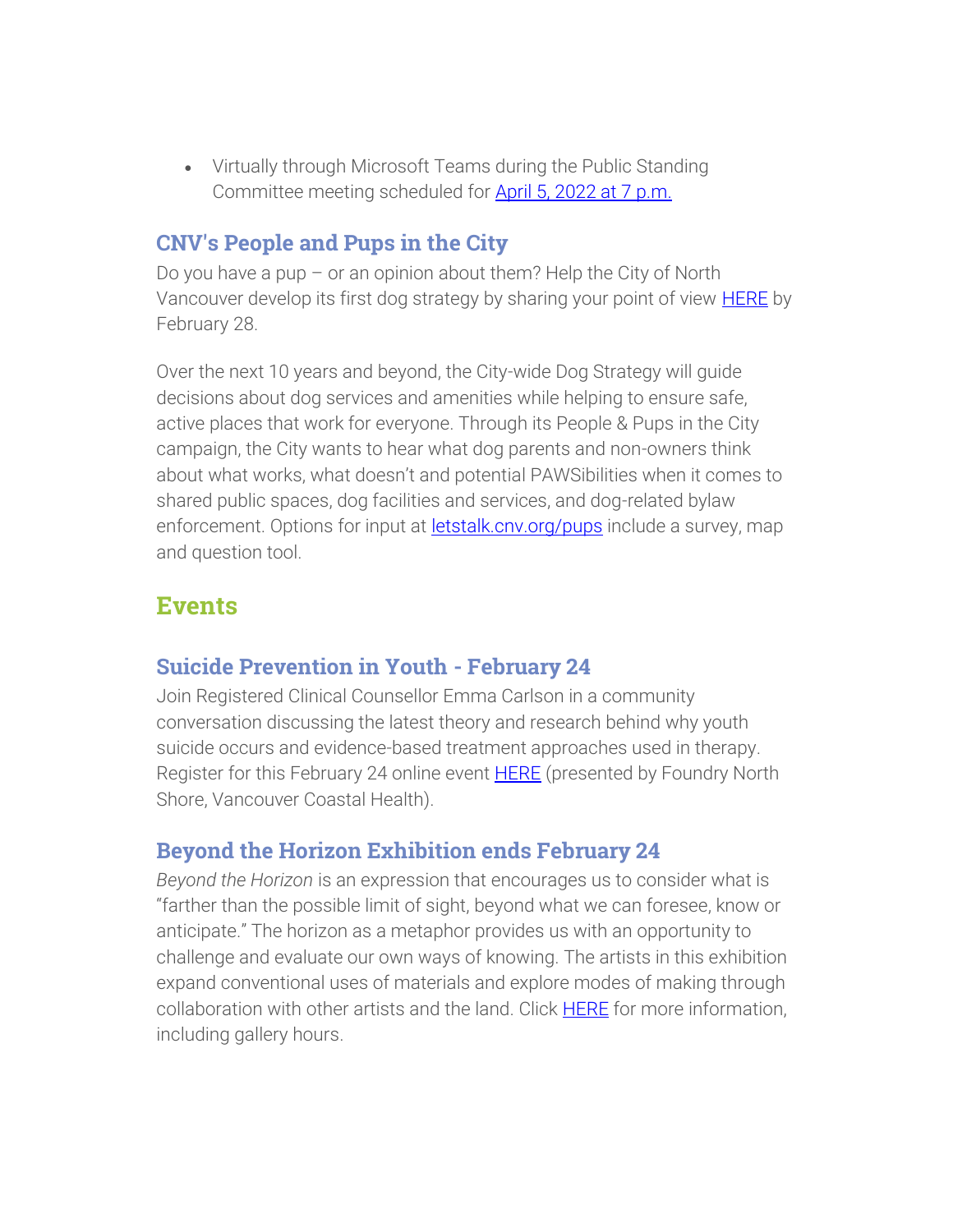- Virtually through Microsoft Teams during the Public Standing Committee meeting scheduled for [April 5, 2022 at 7 p.m.]

### CNV's People and Pups in the City

Do you have a pup – or an opinion about them? Help the City of North Vancouver develop its first dog strategy by sharing your point of view [HERE] by February 28.

Over the next 10 years and beyond, the City-wide Dog Strategy will guide decisions about dog services and amenities while helping to ensure safe, active places that work for everyone. Through its People & Pups in the City campaign, the City wants to hear what dog parents and non-owners think about what works, what doesn't and potential PAWSibilities when it comes to shared public spaces, dog facilities and services, and dog-related bylaw enforcement. Options for input at [letstalk.cnv.org/pups] include a survey, map and question tool.

## Events

### Suicide Prevention in Youth - February 24

Join Registered Clinical Counsellor Emma Carlson in a community conversation discussing the latest theory and research behind why youth suicide occurs and evidence-based treatment approaches used in therapy. Register for this February 24 online event [HERE] (presented by Foundry North Shore, Vancouver Coastal Health).

### Beyond the Horizon Exhibition ends February 24

*Beyond the Horizon* is an expression that encourages us to consider what is "farther than the possible limit of sight, beyond what we can foresee, know or anticipate." The horizon as a metaphor provides us with an opportunity to challenge and evaluate our own ways of knowing. The artists in this exhibition expand conventional uses of materials and explore modes of making through collaboration with other artists and the land. Click [HERE] for more information, including gallery hours.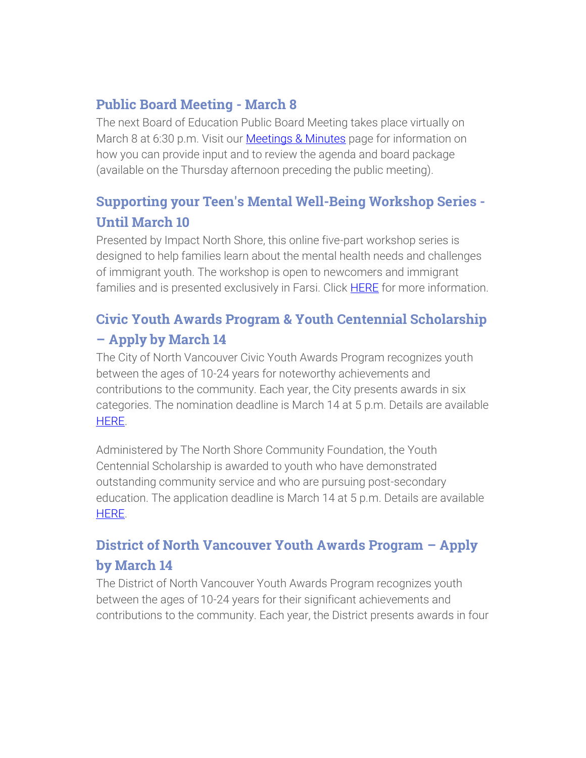## Public Board Meeting - March 8

The next Board of Education Public Board Meeting takes place virtually on March 8 at 6:30 p.m. Visit our Meetings & Minutes page for information on how you can provide input and to review the agenda and board package (available on the Thursday afternoon preceding the public meeting).

## Supporting your Teen's Mental Well-Being Workshop Series - Until March 10

Presented by Impact North Shore, this online five-part workshop series is designed to help families learn about the mental health needs and challenges of immigrant youth. The workshop is open to newcomers and immigrant families and is presented exclusively in Farsi. Click HERE for more information.

## Civic Youth Awards Program & Youth Centennial Scholarship – Apply by March 14

The City of North Vancouver Civic Youth Awards Program recognizes youth between the ages of 10-24 years for noteworthy achievements and contributions to the community. Each year, the City presents awards in six categories. The nomination deadline is March 14 at 5 p.m. Details are available HERE.

Administered by The North Shore Community Foundation, the Youth Centennial Scholarship is awarded to youth who have demonstrated outstanding community service and who are pursuing post-secondary education. The application deadline is March 14 at 5 p.m. Details are available HERE.

## District of North Vancouver Youth Awards Program – Apply by March 14

The District of North Vancouver Youth Awards Program recognizes youth between the ages of 10-24 years for their significant achievements and contributions to the community. Each year, the District presents awards in four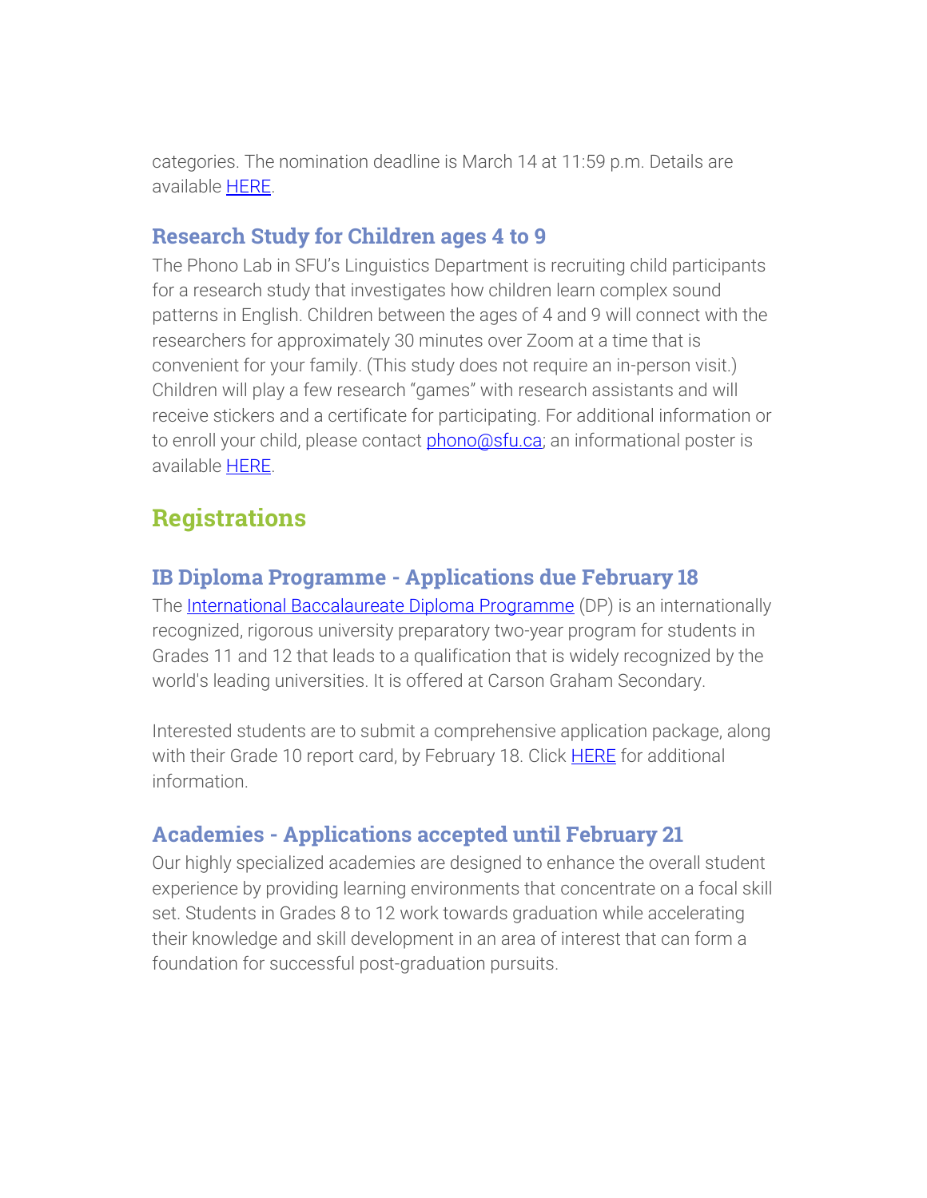categories. The nomination deadline is March 14 at 11:59 p.m. Details are available HERE.

### Research Study for Children ages 4 to 9

The Phono Lab in SFU's Linguistics Department is recruiting child participants for a research study that investigates how children learn complex sound patterns in English. Children between the ages of 4 and 9 will connect with the researchers for approximately 30 minutes over Zoom at a time that is convenient for your family. (This study does not require an in-person visit.) Children will play a few research "games" with research assistants and will receive stickers and a certificate for participating. For additional information or to enroll your child, please contact phono@sfu.ca; an informational poster is available HERE.

## Registrations

### IB Diploma Programme - Applications due February 18

The International Baccalaureate Diploma Programme (DP) is an internationally recognized, rigorous university preparatory two-year program for students in Grades 11 and 12 that leads to a qualification that is widely recognized by the world's leading universities. It is offered at Carson Graham Secondary.

Interested students are to submit a comprehensive application package, along with their Grade 10 report card, by February 18. Click HERE for additional information.

### Academies - Applications accepted until February 21

Our highly specialized academies are designed to enhance the overall student experience by providing learning environments that concentrate on a focal skill set. Students in Grades 8 to 12 work towards graduation while accelerating their knowledge and skill development in an area of interest that can form a foundation for successful post-graduation pursuits.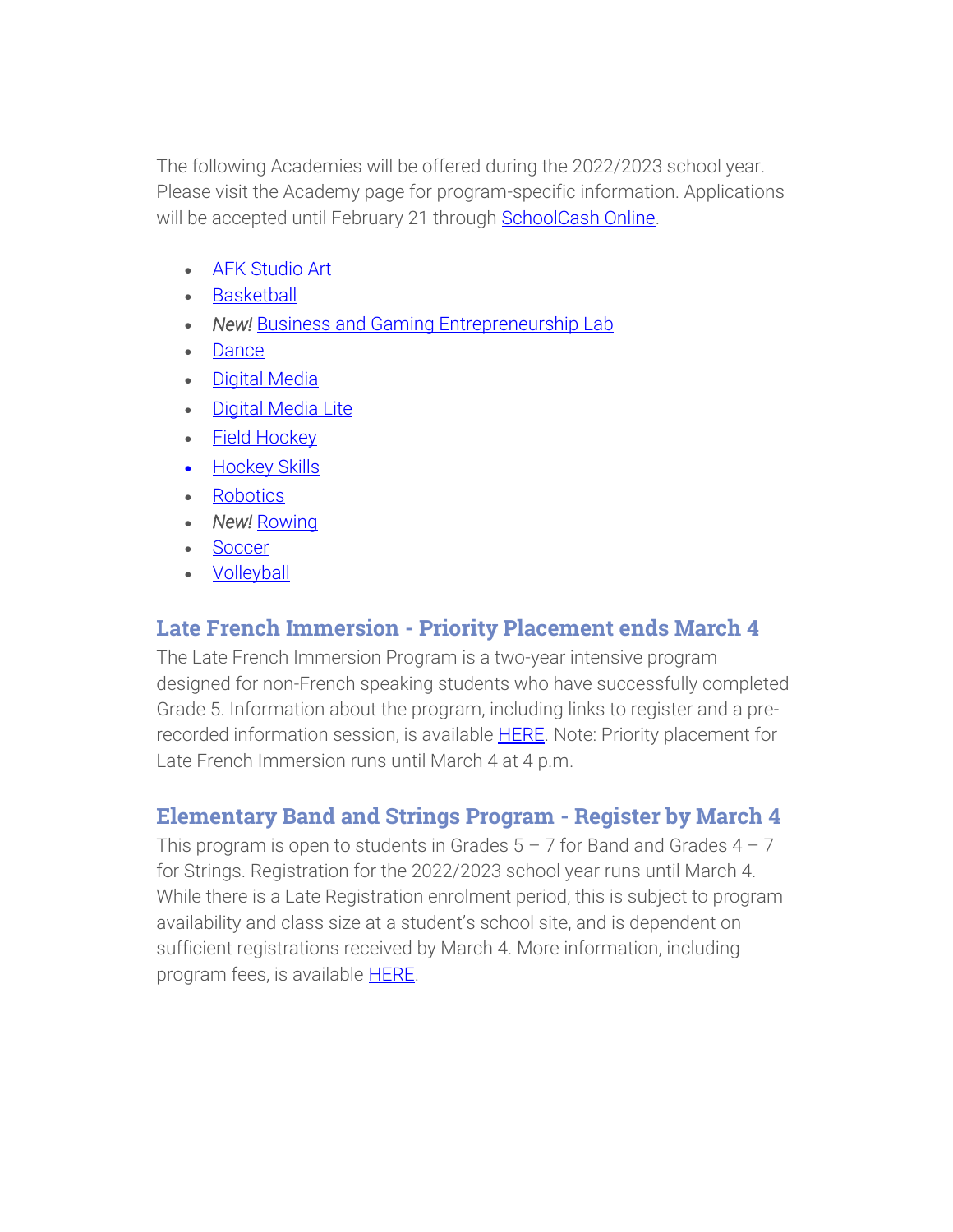The following Academies will be offered during the 2022/2023 school year. Please visit the Academy page for program-specific information. Applications will be accepted until February 21 through SchoolCash Online.

- AFK Studio Art
- Basketball
- *New!* Business and Gaming Entrepreneurship Lab
- Dance
- Digital Media
- Digital Media Lite
- Field Hockey
- Hockey Skills
- Robotics
- *New!* Rowing
- Soccer
- Volleyball

## Late French Immersion - Priority Placement ends March 4

The Late French Immersion Program is a two-year intensive program designed for non-French speaking students who have successfully completed Grade 5. Information about the program, including links to register and a pre-recorded information session, is available HERE. Note: Priority placement for Late French Immersion runs until March 4 at 4 p.m.

## Elementary Band and Strings Program - Register by March 4

This program is open to students in Grades 5 – 7 for Band and Grades 4 – 7 for Strings. Registration for the 2022/2023 school year runs until March 4. While there is a Late Registration enrolment period, this is subject to program availability and class size at a student's school site, and is dependent on sufficient registrations received by March 4. More information, including program fees, is available HERE.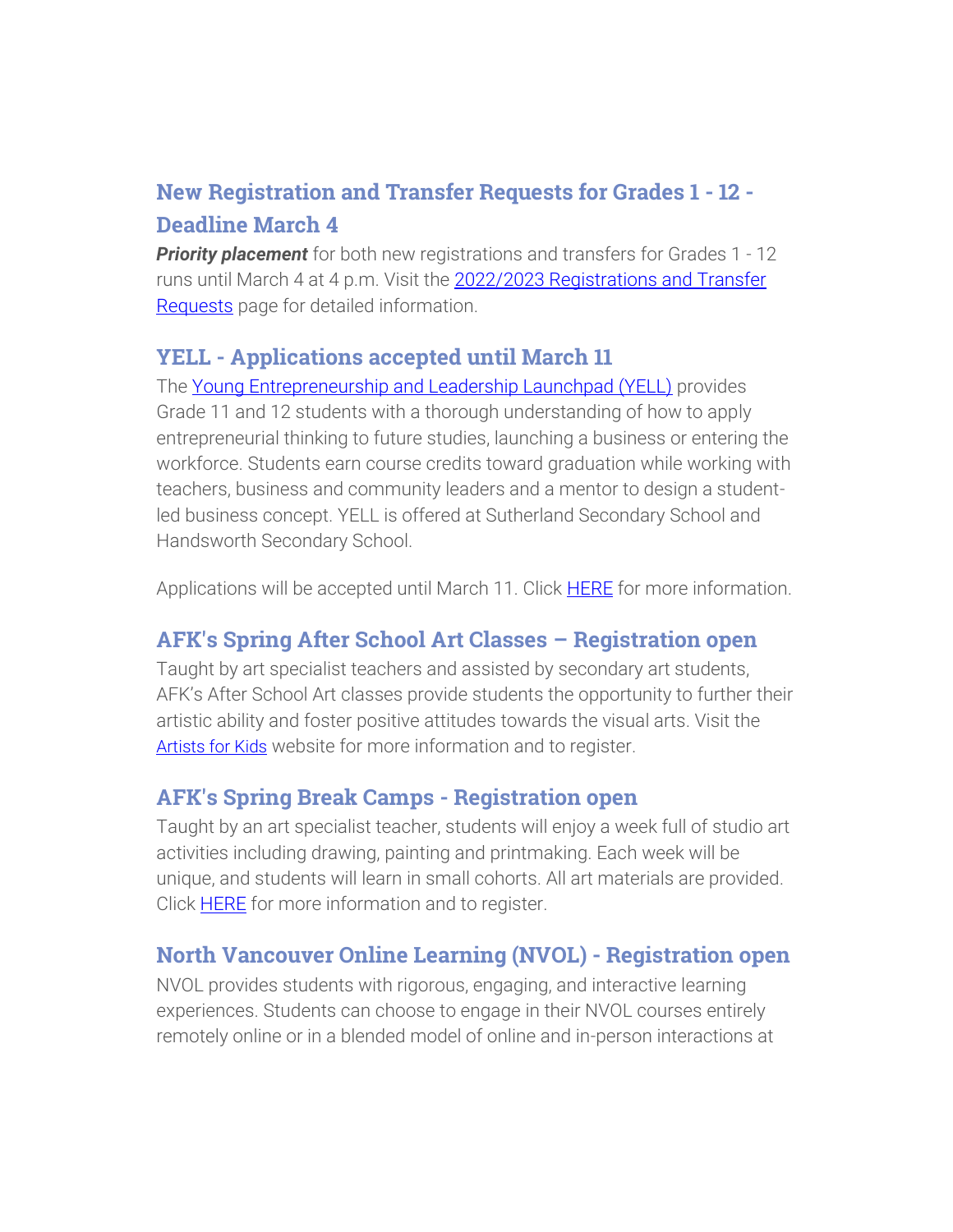## New Registration and Transfer Requests for Grades 1 - 12 - Deadline March 4

***Priority placement*** for both new registrations and transfers for Grades 1 - 12 runs until March 4 at 4 p.m. Visit the [2022/2023 Registrations and Transfer Requests]() page for detailed information.

## YELL - Applications accepted until March 11

The [Young Entrepreneurship and Leadership Launchpad (YELL)]() provides Grade 11 and 12 students with a thorough understanding of how to apply entrepreneurial thinking to future studies, launching a business or entering the workforce. Students earn course credits toward graduation while working with teachers, business and community leaders and a mentor to design a student-led business concept. YELL is offered at Sutherland Secondary School and Handsworth Secondary School.

Applications will be accepted until March 11. Click [HERE]() for more information.

## AFK's Spring After School Art Classes – Registration open

Taught by art specialist teachers and assisted by secondary art students, AFK's After School Art classes provide students the opportunity to further their artistic ability and foster positive attitudes towards the visual arts. Visit the [Artists for Kids]() website for more information and to register.

## AFK's Spring Break Camps - Registration open

Taught by an art specialist teacher, students will enjoy a week full of studio art activities including drawing, painting and printmaking. Each week will be unique, and students will learn in small cohorts. All art materials are provided. Click [HERE]() for more information and to register.

## North Vancouver Online Learning (NVOL) - Registration open

NVOL provides students with rigorous, engaging, and interactive learning experiences. Students can choose to engage in their NVOL courses entirely remotely online or in a blended model of online and in-person interactions at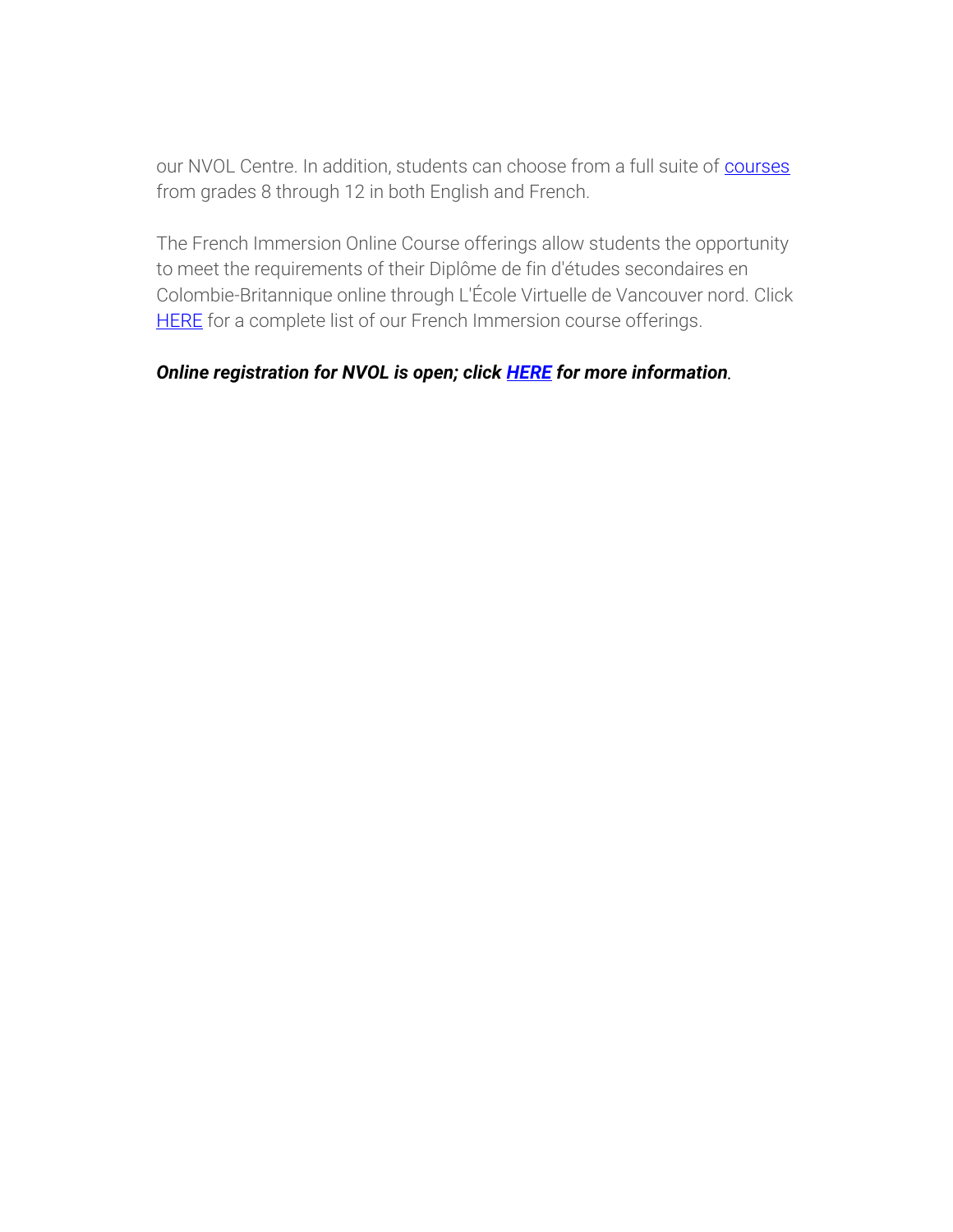our NVOL Centre. In addition, students can choose from a full suite of courses from grades 8 through 12 in both English and French.

The French Immersion Online Course offerings allow students the opportunity to meet the requirements of their Diplôme de fin d'études secondaires en Colombie-Britannique online through L'École Virtuelle de Vancouver nord. Click HERE for a complete list of our French Immersion course offerings.

***Online registration for NVOL is open; click HERE for more information*.**